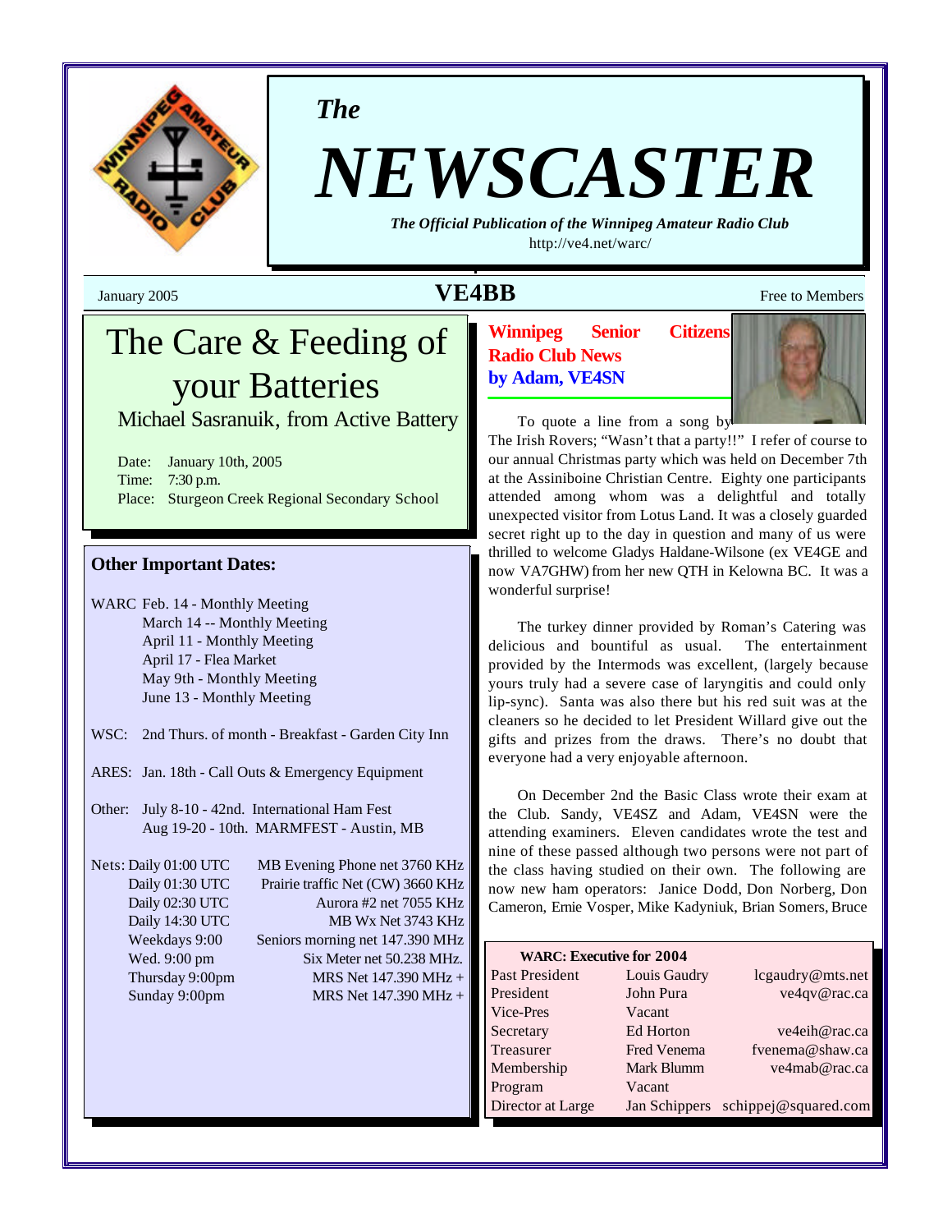*The*

# NEWSCASTER

***The Official Publication of the Winnipeg Amateur Radio Club***

http://ve4.net/warc/

January 2005 **VE4BB** Free to Members

## The Care & Feeding of your Batteries

Michael Sasranuik, from Active Battery

Date: January 10th, 2005
Time: 7:30 p.m.
Place: Sturgeon Creek Regional Secondary School

### Other Important Dates:

WARC Feb. 14 - Monthly Meeting
March 14 -- Monthly Meeting
April 11 - Monthly Meeting
April 17 - Flea Market
May 9th - Monthly Meeting
June 13 - Monthly Meeting

WSC: 2nd Thurs. of month - Breakfast - Garden City Inn

ARES: Jan. 18th - Call Outs & Emergency Equipment

Other: July 8-10 - 42nd. International Ham Fest
Aug 19-20 - 10th. MARMFEST - Austin, MB

| Nets: | |
|---|---|
| Daily 01:00 UTC | MB Evening Phone net 3760 KHz |
| Daily 01:30 UTC | Prairie traffic Net (CW) 3660 KHz |
| Daily 02:30 UTC | Aurora #2 net 7055 KHz |
| Daily 14:30 UTC | MB Wx Net 3743 KHz |
| Weekdays 9:00 | Seniors morning net 147.390 MHz |
| Wed. 9:00 pm | Six Meter net 50.238 MHz. |
| Thursday 9:00pm | MRS Net 147.390 MHz + |
| Sunday 9:00pm | MRS Net 147.390 MHz + |

## Winnipeg Senior Citizens Radio Club News by Adam, VE4SN

To quote a line from a song by The Irish Rovers; "Wasn't that a party!!" I refer of course to our annual Christmas party which was held on December 7th at the Assiniboine Christian Centre. Eighty one participants attended among whom was a delightful and totally unexpected visitor from Lotus Land. It was a closely guarded secret right up to the day in question and many of us were thrilled to welcome Gladys Haldane-Wilsone (ex VE4GE and now VA7GHW) from her new QTH in Kelowna BC. It was a wonderful surprise!

The turkey dinner provided by Roman's Catering was delicious and bountiful as usual. The entertainment provided by the Intermods was excellent, (largely because yours truly had a severe case of laryngitis and could only lip-sync). Santa was also there but his red suit was at the cleaners so he decided to let President Willard give out the gifts and prizes from the draws. There's no doubt that everyone had a very enjoyable afternoon.

On December 2nd the Basic Class wrote their exam at the Club. Sandy, VE4SZ and Adam, VE4SN were the attending examiners. Eleven candidates wrote the test and nine of these passed although two persons were not part of the class having studied on their own. The following are now new ham operators: Janice Dodd, Don Norberg, Don Cameron, Ernie Vosper, Mike Kadyniuk, Brian Somers, Bruce

**WARC: Executive for 2004**

| | | |
|---|---|---|
| Past President | Louis Gaudry | lcgaudry@mts.net |
| President | John Pura | ve4qv@rac.ca |
| Vice-Pres | Vacant | |
| Secretary | Ed Horton | ve4eih@rac.ca |
| Treasurer | Fred Venema | fvenema@shaw.ca |
| Membership | Mark Blumm | ve4mab@rac.ca |
| Program | Vacant | |
| Director at Large | Jan Schippers | schippej@squared.com |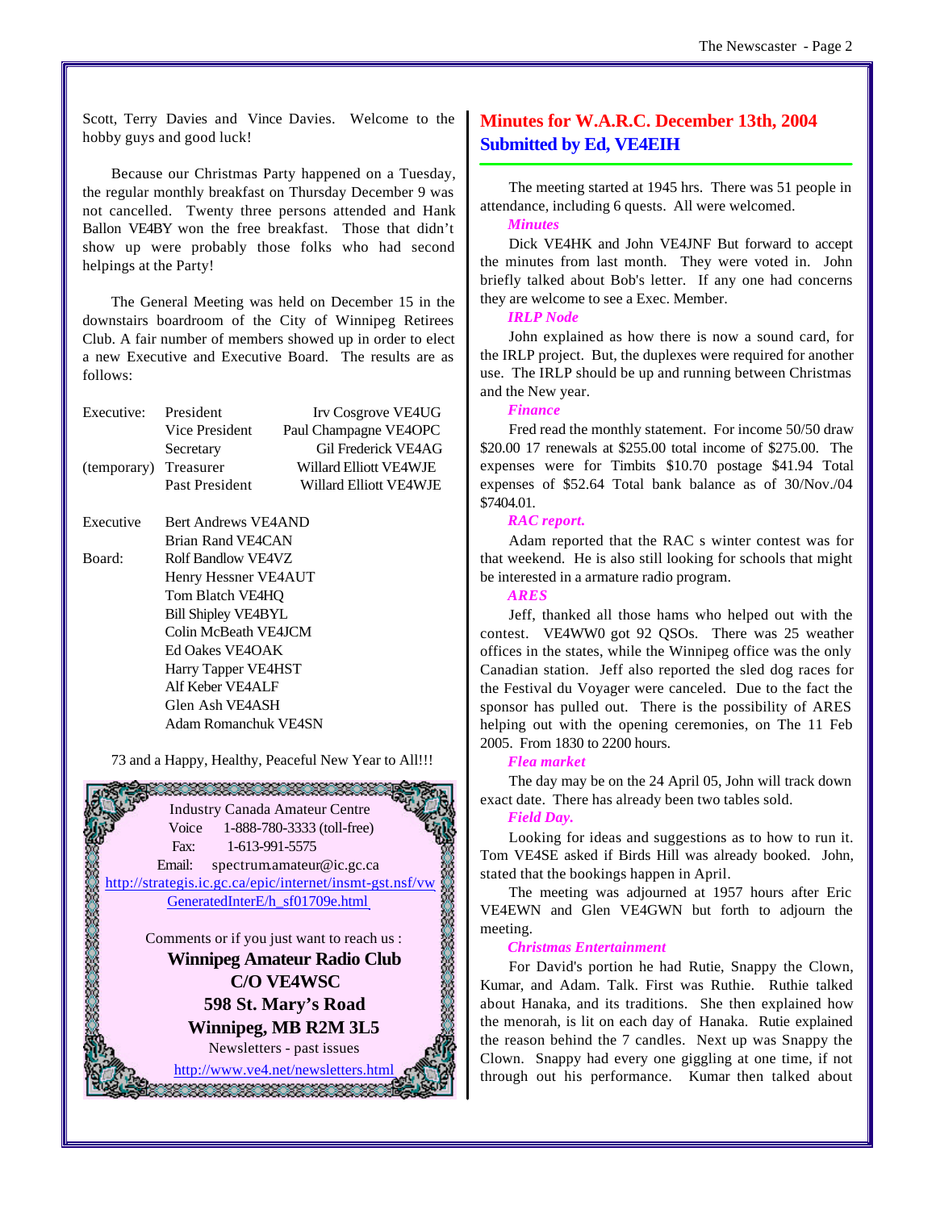Scott, Terry Davies and Vince Davies. Welcome to the hobby guys and good luck!

Because our Christmas Party happened on a Tuesday, the regular monthly breakfast on Thursday December 9 was not cancelled. Twenty three persons attended and Hank Ballon VE4BY won the free breakfast. Those that didn't show up were probably those folks who had second helpings at the Party!

The General Meeting was held on December 15 in the downstairs boardroom of the City of Winnipeg Retirees Club. A fair number of members showed up in order to elect a new Executive and Executive Board. The results are as follows:

| | | |
|---|---|---|
| Executive: | President | Irv Cosgrove VE4UG |
| | Vice President | Paul Champagne VE4OPC |
| | Secretary | Gil Frederick VE4AG |
| (temporary) | Treasurer | Willard Elliott VE4WJE |
| | Past President | Willard Elliott VE4WJE |

| | |
|---|---|
| Executive | Bert Andrews VE4AND |
| | Brian Rand VE4CAN |
| Board: | Rolf Bandlow VE4VZ |
| | Henry Hessner VE4AUT |
| | Tom Blatch VE4HQ |
| | Bill Shipley VE4BYL |
| | Colin McBeath VE4JCM |
| | Ed Oakes VE4OAK |
| | Harry Tapper VE4HST |
| | Alf Keber VE4ALF |
| | Glen Ash VE4ASH |
| | Adam Romanchuk VE4SN |

73 and a Happy, Healthy, Peaceful New Year to All!!!

Industry Canada Amateur Centre
Voice 1-888-780-3333 (toll-free)
Fax: 1-613-991-5575
Email: spectrum.amateur@ic.gc.ca
http://strategis.ic.gc.ca/epic/internet/insmt-gst.nsf/vwGeneratedInterE/h_sf01709e.html

Comments or if you just want to reach us :

**Winnipeg Amateur Radio Club**
**C/O VE4WSC**
**598 St. Mary's Road**
**Winnipeg, MB R2M 3L5**

Newsletters - past issues
http://www.ve4.net/newsletters.html

## Minutes for W.A.R.C. December 13th, 2004
## Submitted by Ed, VE4EIH

The meeting started at 1945 hrs. There was 51 people in attendance, including 6 quests. All were welcomed.

***Minutes***

Dick VE4HK and John VE4JNF But forward to accept the minutes from last month. They were voted in. John briefly talked about Bob's letter. If any one had concerns they are welcome to see a Exec. Member.

***IRLP Node***

John explained as how there is now a sound card, for the IRLP project. But, the duplexes were required for another use. The IRLP should be up and running between Christmas and the New year.

***Finance***

Fred read the monthly statement. For income 50/50 draw $20.00 17 renewals at $255.00 total income of $275.00. The expenses were for Timbits $10.70 postage $41.94 Total expenses of $52.64 Total bank balance as of 30/Nov./04 $7404.01.

***RAC report.***

Adam reported that the RAC s winter contest was for that weekend. He is also still looking for schools that might be interested in a armature radio program.

***ARES***

Jeff, thanked all those hams who helped out with the contest. VE4WW0 got 92 QSOs. There was 25 weather offices in the states, while the Winnipeg office was the only Canadian station. Jeff also reported the sled dog races for the Festival du Voyager were canceled. Due to the fact the sponsor has pulled out. There is the possibility of ARES helping out with the opening ceremonies, on The 11 Feb 2005. From 1830 to 2200 hours.

***Flea market***

The day may be on the 24 April 05, John will track down exact date. There has already been two tables sold.

***Field Day.***

Looking for ideas and suggestions as to how to run it. Tom VE4SE asked if Birds Hill was already booked. John, stated that the bookings happen in April.

The meeting was adjourned at 1957 hours after Eric VE4EWN and Glen VE4GWN but forth to adjourn the meeting.

***Christmas Entertainment***

For David's portion he had Rutie, Snappy the Clown, Kumar, and Adam. Talk. First was Ruthie. Ruthie talked about Hanaka, and its traditions. She then explained how the menorah, is lit on each day of Hanaka. Rutie explained the reason behind the 7 candles. Next up was Snappy the Clown. Snappy had every one giggling at one time, if not through out his performance. Kumar then talked about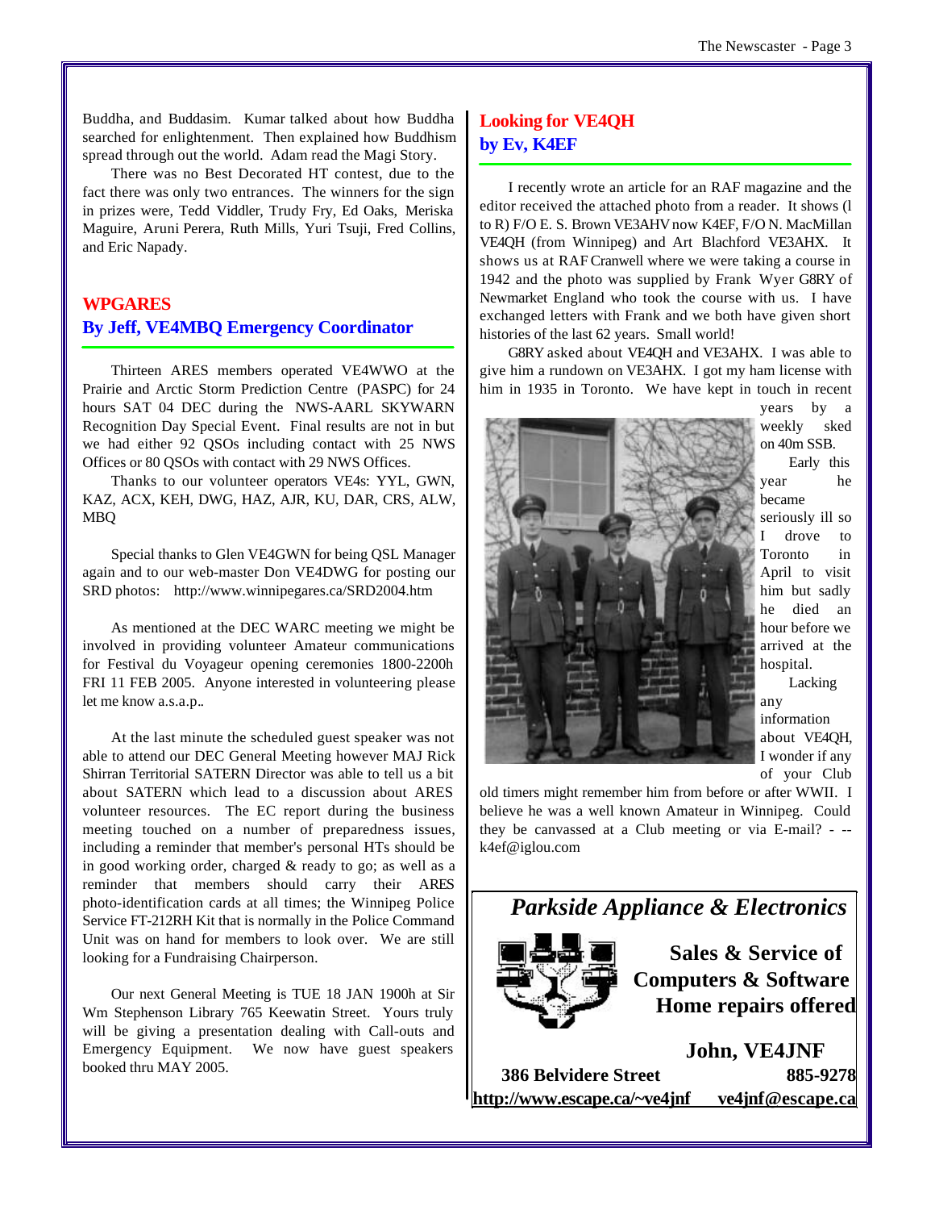Buddha, and Buddasim. Kumar talked about how Buddha searched for enlightenment. Then explained how Buddhism spread through out the world. Adam read the Magi Story.

There was no Best Decorated HT contest, due to the fact there was only two entrances. The winners for the sign in prizes were, Tedd Viddler, Trudy Fry, Ed Oaks, Meriska Maguire, Aruni Perera, Ruth Mills, Yuri Tsuji, Fred Collins, and Eric Napady.

## WPGARES
### By Jeff, VE4MBQ Emergency Coordinator

Thirteen ARES members operated VE4WWO at the Prairie and Arctic Storm Prediction Centre (PASPC) for 24 hours SAT 04 DEC during the NWS-AARL SKYWARN Recognition Day Special Event. Final results are not in but we had either 92 QSOs including contact with 25 NWS Offices or 80 QSOs with contact with 29 NWS Offices.

Thanks to our volunteer operators VE4s: YYL, GWN, KAZ, ACX, KEH, DWG, HAZ, AJR, KU, DAR, CRS, ALW, MBQ

Special thanks to Glen VE4GWN for being QSL Manager again and to our web-master Don VE4DWG for posting our SRD photos: http://www.winnipegares.ca/SRD2004.htm

As mentioned at the DEC WARC meeting we might be involved in providing volunteer Amateur communications for Festival du Voyageur opening ceremonies 1800-2200h FRI 11 FEB 2005. Anyone interested in volunteering please let me know a.s.a.p..

At the last minute the scheduled guest speaker was not able to attend our DEC General Meeting however MAJ Rick Shirran Territorial SATERN Director was able to tell us a bit about SATERN which lead to a discussion about ARES volunteer resources. The EC report during the business meeting touched on a number of preparedness issues, including a reminder that member's personal HTs should be in good working order, charged & ready to go; as well as a reminder that members should carry their ARES photo-identification cards at all times; the Winnipeg Police Service FT-212RH Kit that is normally in the Police Command Unit was on hand for members to look over. We are still looking for a Fundraising Chairperson.

Our next General Meeting is TUE 18 JAN 1900h at Sir Wm Stephenson Library 765 Keewatin Street. Yours truly will be giving a presentation dealing with Call-outs and Emergency Equipment. We now have guest speakers booked thru MAY 2005.

## Looking for VE4QH
### by Ev, K4EF

I recently wrote an article for an RAF magazine and the editor received the attached photo from a reader. It shows (l to R) F/O E. S. Brown VE3AHV now K4EF, F/O N. MacMillan VE4QH (from Winnipeg) and Art Blachford VE3AHX. It shows us at RAF Cranwell where we were taking a course in 1942 and the photo was supplied by Frank Wyer G8RY of Newmarket England who took the course with us. I have exchanged letters with Frank and we both have given short histories of the last 62 years. Small world!

G8RY asked about VE4QH and VE3AHX. I was able to give him a rundown on VE3AHX. I got my ham license with him in 1935 in Toronto. We have kept in touch in recent years by a weekly sked on 40m SSB.

Early this year he became seriously ill so I drove to Toronto in April to visit him but sadly he died an hour before we arrived at the hospital.

Lacking any information about VE4QH, I wonder if any of your Club old timers might remember him from before or after WWII. I believe he was a well known Amateur in Winnipeg. Could they be canvassed at a Club meeting or via E-mail? - --k4ef@iglou.com

***Parkside Appliance & Electronics***

**Sales & Service of Computers & Software Home repairs offered**

**John, VE4JNF**

**386 Belvidere Street 885-9278**

**http://www.escape.ca/~ve4jnf ve4jnf@escape.ca**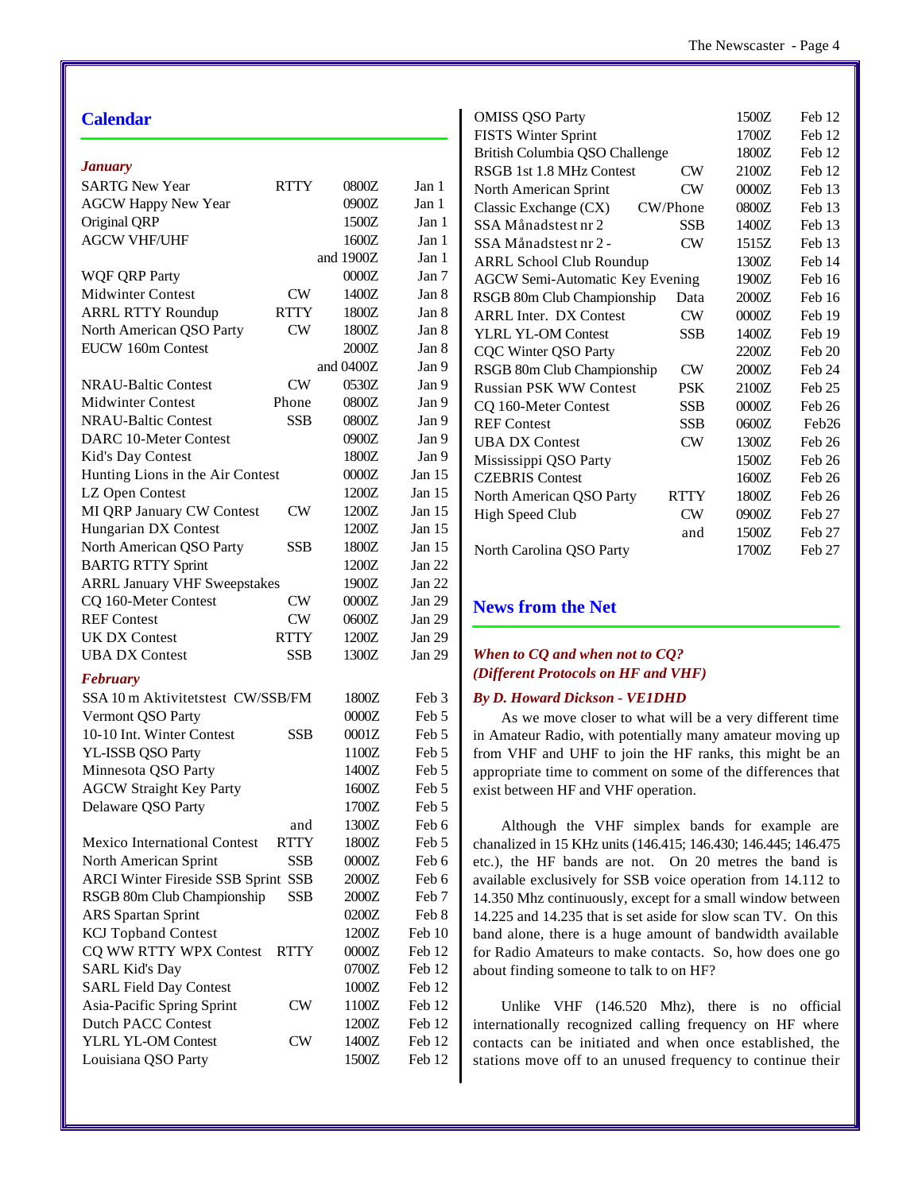## Calendar

### *January*

| Contest | Mode | Time | Date |
|---|---|---|---|
| SARTG New Year | RTTY | 0800Z | Jan 1 |
| AGCW Happy New Year | | 0900Z | Jan 1 |
| Original QRP | | 1500Z | Jan 1 |
| AGCW VHF/UHF | | 1600Z | Jan 1 |
| | | and 1900Z | Jan 1 |
| WQF QRP Party | | 0000Z | Jan 7 |
| Midwinter Contest | CW | 1400Z | Jan 8 |
| ARRL RTTY Roundup | RTTY | 1800Z | Jan 8 |
| North American QSO Party | CW | 1800Z | Jan 8 |
| EUCW 160m Contest | | 2000Z | Jan 8 |
| | | and 0400Z | Jan 9 |
| NRAU-Baltic Contest | CW | 0530Z | Jan 9 |
| Midwinter Contest | Phone | 0800Z | Jan 9 |
| NRAU-Baltic Contest | SSB | 0800Z | Jan 9 |
| DARC 10-Meter Contest | | 0900Z | Jan 9 |
| Kid's Day Contest | | 1800Z | Jan 9 |
| Hunting Lions in the Air Contest | | 0000Z | Jan 15 |
| LZ Open Contest | | 1200Z | Jan 15 |
| MI QRP January CW Contest | CW | 1200Z | Jan 15 |
| Hungarian DX Contest | | 1200Z | Jan 15 |
| North American QSO Party | SSB | 1800Z | Jan 15 |
| BARTG RTTY Sprint | | 1200Z | Jan 22 |
| ARRL January VHF Sweepstakes | | 1900Z | Jan 22 |
| CQ 160-Meter Contest | CW | 0000Z | Jan 29 |
| REF Contest | CW | 0600Z | Jan 29 |
| UK DX Contest | RTTY | 1200Z | Jan 29 |
| UBA DX Contest | SSB | 1300Z | Jan 29 |

### *February*

| Contest | Mode | Time | Date |
|---|---|---|---|
| SSA 10 m Aktivitetstest CW/SSB/FM | | 1800Z | Feb 3 |
| Vermont QSO Party | | 0000Z | Feb 5 |
| 10-10 Int. Winter Contest | SSB | 0001Z | Feb 5 |
| YL-ISSB QSO Party | | 1100Z | Feb 5 |
| Minnesota QSO Party | | 1400Z | Feb 5 |
| AGCW Straight Key Party | | 1600Z | Feb 5 |
| Delaware QSO Party | | 1700Z | Feb 5 |
| | and | 1300Z | Feb 6 |
| Mexico International Contest | RTTY | 1800Z | Feb 5 |
| North American Sprint | SSB | 0000Z | Feb 6 |
| ARCI Winter Fireside SSB Sprint | SSB | 2000Z | Feb 6 |
| RSGB 80m Club Championship | SSB | 2000Z | Feb 7 |
| ARS Spartan Sprint | | 0200Z | Feb 8 |
| KCJ Topband Contest | | 1200Z | Feb 10 |
| CQ WW RTTY WPX Contest | RTTY | 0000Z | Feb 12 |
| SARL Kid's Day | | 0700Z | Feb 12 |
| SARL Field Day Contest | | 1000Z | Feb 12 |
| Asia-Pacific Spring Sprint | CW | 1100Z | Feb 12 |
| Dutch PACC Contest | | 1200Z | Feb 12 |
| YLRL YL-OM Contest | CW | 1400Z | Feb 12 |
| Louisiana QSO Party | | 1500Z | Feb 12 |
| OMISS QSO Party | | 1500Z | Feb 12 |
| FISTS Winter Sprint | | 1700Z | Feb 12 |
| British Columbia QSO Challenge | | 1800Z | Feb 12 |
| RSGB 1st 1.8 MHz Contest | CW | 2100Z | Feb 12 |
| North American Sprint | CW | 0000Z | Feb 13 |
| Classic Exchange (CX) | CW/Phone | 0800Z | Feb 13 |
| SSA Månadstest nr 2 | SSB | 1400Z | Feb 13 |
| SSA Månadstest nr 2 - | CW | 1515Z | Feb 13 |
| ARRL School Club Roundup | | 1300Z | Feb 14 |
| AGCW Semi-Automatic Key Evening | | 1900Z | Feb 16 |
| RSGB 80m Club Championship | Data | 2000Z | Feb 16 |
| ARRL Inter. DX Contest | CW | 0000Z | Feb 19 |
| YLRL YL-OM Contest | SSB | 1400Z | Feb 19 |
| CQC Winter QSO Party | | 2200Z | Feb 20 |
| RSGB 80m Club Championship | CW | 2000Z | Feb 24 |
| Russian PSK WW Contest | PSK | 2100Z | Feb 25 |
| CQ 160-Meter Contest | SSB | 0000Z | Feb 26 |
| REF Contest | SSB | 0600Z | Feb26 |
| UBA DX Contest | CW | 1300Z | Feb 26 |
| Mississippi QSO Party | | 1500Z | Feb 26 |
| CZEBRIS Contest | | 1600Z | Feb 26 |
| North American QSO Party | RTTY | 1800Z | Feb 26 |
| High Speed Club | CW | 0900Z | Feb 27 |
| | and | 1500Z | Feb 27 |
| North Carolina QSO Party | | 1700Z | Feb 27 |

## News from the Net

### *When to CQ and when not to CQ? (Different Protocols on HF and VHF)*

***By D. Howard Dickson - VE1DHD***

As we move closer to what will be a very different time in Amateur Radio, with potentially many amateur moving up from VHF and UHF to join the HF ranks, this might be an appropriate time to comment on some of the differences that exist between HF and VHF operation.

Although the VHF simplex bands for example are chanalized in 15 KHz units (146.415; 146.430; 146.445; 146.475 etc.), the HF bands are not. On 20 metres the band is available exclusively for SSB voice operation from 14.112 to 14.350 Mhz continuously, except for a small window between 14.225 and 14.235 that is set aside for slow scan TV. On this band alone, there is a huge amount of bandwidth available for Radio Amateurs to make contacts. So, how does one go about finding someone to talk to on HF?

Unlike VHF (146.520 Mhz), there is no official internationally recognized calling frequency on HF where contacts can be initiated and when once established, the stations move off to an unused frequency to continue their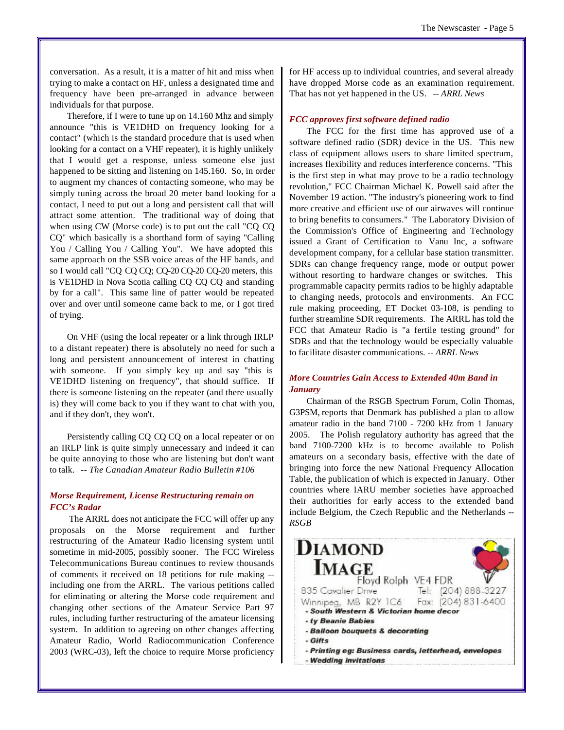conversation. As a result, it is a matter of hit and miss when trying to make a contact on HF, unless a designated time and frequency have been pre-arranged in advance between individuals for that purpose.

Therefore, if I were to tune up on 14.160 Mhz and simply announce "this is VE1DHD on frequency looking for a contact" (which is the standard procedure that is used when looking for a contact on a VHF repeater), it is highly unlikely that I would get a response, unless someone else just happened to be sitting and listening on 145.160. So, in order to augment my chances of contacting someone, who may be simply tuning across the broad 20 meter band looking for a contact, I need to put out a long and persistent call that will attract some attention. The traditional way of doing that when using CW (Morse code) is to put out the call "CQ CQ CQ" which basically is a shorthand form of saying "Calling You / Calling You / Calling You". We have adopted this same approach on the SSB voice areas of the HF bands, and so I would call "CQ CQ CQ; CQ-20 CQ-20 CQ-20 meters, this is VE1DHD in Nova Scotia calling CQ CQ CQ and standing by for a call". This same line of patter would be repeated over and over until someone came back to me, or I got tired of trying.

On VHF (using the local repeater or a link through IRLP to a distant repeater) there is absolutely no need for such a long and persistent announcement of interest in chatting with someone. If you simply key up and say "this is VE1DHD listening on frequency", that should suffice. If there is someone listening on the repeater (and there usually is) they will come back to you if they want to chat with you, and if they don't, they won't.

Persistently calling CQ CQ CQ on a local repeater or on an IRLP link is quite simply unnecessary and indeed it can be quite annoying to those who are listening but don't want to talk. -- *The Canadian Amateur Radio Bulletin #106*

### *Morse Requirement, License Restructuring remain on FCC's Radar*

The ARRL does not anticipate the FCC will offer up any proposals on the Morse requirement and further restructuring of the Amateur Radio licensing system until sometime in mid-2005, possibly sooner. The FCC Wireless Telecommunications Bureau continues to review thousands of comments it received on 18 petitions for rule making -- including one from the ARRL. The various petitions called for eliminating or altering the Morse code requirement and changing other sections of the Amateur Service Part 97 rules, including further restructuring of the amateur licensing system. In addition to agreeing on other changes affecting Amateur Radio, World Radiocommunication Conference 2003 (WRC-03), left the choice to require Morse proficiency for HF access up to individual countries, and several already have dropped Morse code as an examination requirement. That has not yet happened in the US. -- *ARRL News*

### *FCC approves first software defined radio*

The FCC for the first time has approved use of a software defined radio (SDR) device in the US. This new class of equipment allows users to share limited spectrum, increases flexibility and reduces interference concerns. "This is the first step in what may prove to be a radio technology revolution," FCC Chairman Michael K. Powell said after the November 19 action. "The industry's pioneering work to find more creative and efficient use of our airwaves will continue to bring benefits to consumers." The Laboratory Division of the Commission's Office of Engineering and Technology issued a Grant of Certification to Vanu Inc, a software development company, for a cellular base station transmitter. SDRs can change frequency range, mode or output power without resorting to hardware changes or switches. This programmable capacity permits radios to be highly adaptable to changing needs, protocols and environments. An FCC rule making proceeding, ET Docket 03-108, is pending to further streamline SDR requirements. The ARRL has told the FCC that Amateur Radio is "a fertile testing ground" for SDRs and that the technology would be especially valuable to facilitate disaster communications. -- *ARRL News*

### *More Countries Gain Access to Extended 40m Band in January*

Chairman of the RSGB Spectrum Forum, Colin Thomas, G3PSM, reports that Denmark has published a plan to allow amateur radio in the band 7100 - 7200 kHz from 1 January 2005. The Polish regulatory authority has agreed that the band 7100-7200 kHz is to become available to Polish amateurs on a secondary basis, effective with the date of bringing into force the new National Frequency Allocation Table, the publication of which is expected in January. Other countries where IARU member societies have approached their authorities for early access to the extended band include Belgium, the Czech Republic and the Netherlands -- *RSGB*

**DIAMOND IMAGE**
Floyd Rolph VE4 FDR
835 Cavalier Drive — Tel: (204) 888-3227
Winnipeg, MB R2Y 1C6 — Fax: (204) 831-6400

- **South Western & Victorian home decor**
- **ty Beanie Babies**
- **Balloon bouquets & decorating**
- **Gifts**
- **Printing eg: Business cards, letterhead, envelopes**
- **Wedding invitations**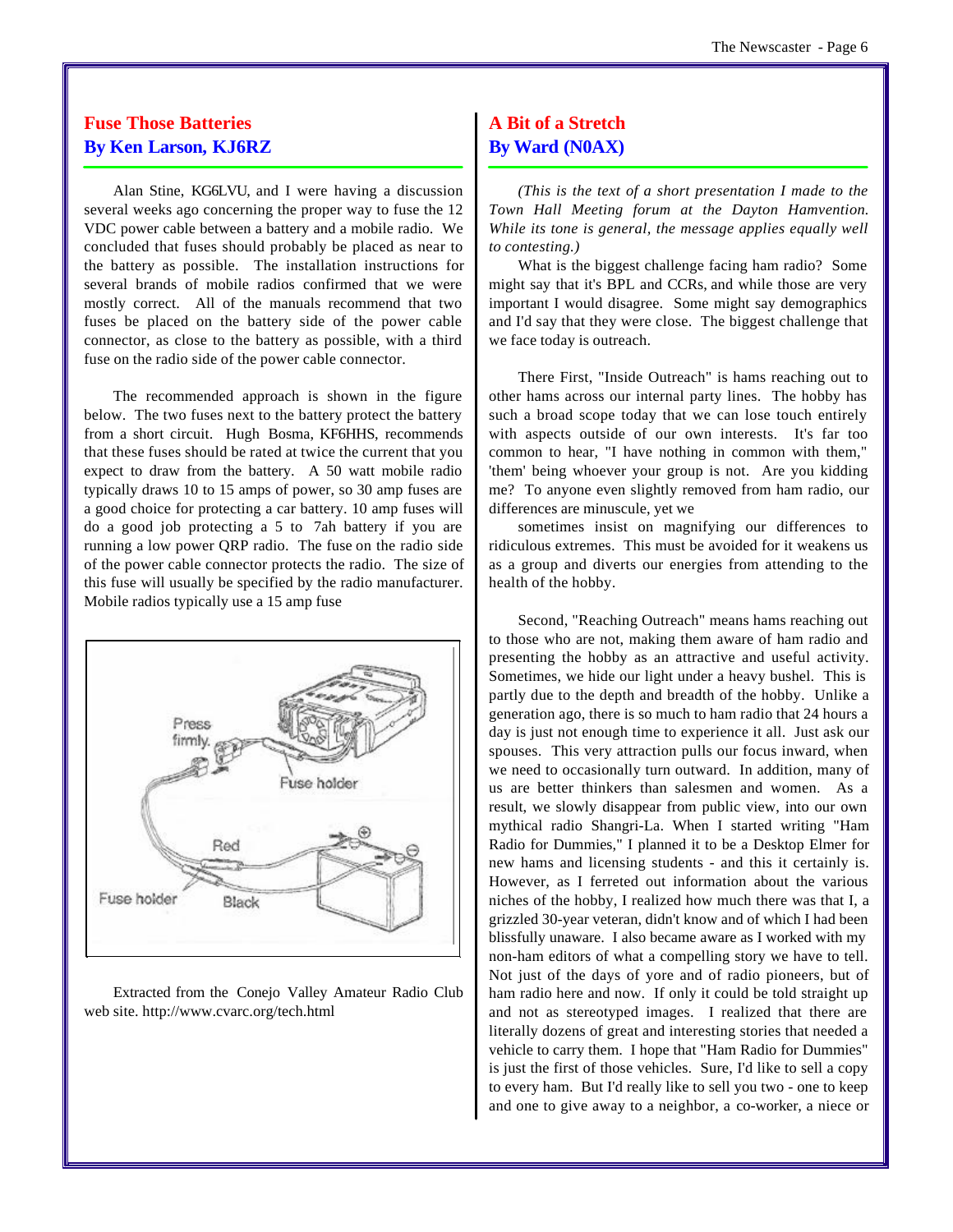## Fuse Those Batteries
## By Ken Larson, KJ6RZ

Alan Stine, KG6LVU, and I were having a discussion several weeks ago concerning the proper way to fuse the 12 VDC power cable between a battery and a mobile radio. We concluded that fuses should probably be placed as near to the battery as possible. The installation instructions for several brands of mobile radios confirmed that we were mostly correct. All of the manuals recommend that two fuses be placed on the battery side of the power cable connector, as close to the battery as possible, with a third fuse on the radio side of the power cable connector.

The recommended approach is shown in the figure below. The two fuses next to the battery protect the battery from a short circuit. Hugh Bosma, KF6HHS, recommends that these fuses should be rated at twice the current that you expect to draw from the battery. A 50 watt mobile radio typically draws 10 to 15 amps of power, so 30 amp fuses are a good choice for protecting a car battery. 10 amp fuses will do a good job protecting a 5 to 7ah battery if you are running a low power QRP radio. The fuse on the radio side of the power cable connector protects the radio. The size of this fuse will usually be specified by the radio manufacturer. Mobile radios typically use a 15 amp fuse

Press firmly.

Fuse holder

Red

Fuse holder

Black

Extracted from the Conejo Valley Amateur Radio Club web site. http://www.cvarc.org/tech.html

## A Bit of a Stretch
## By Ward (N0AX)

*(This is the text of a short presentation I made to the Town Hall Meeting forum at the Dayton Hamvention. While its tone is general, the message applies equally well to contesting.)*

What is the biggest challenge facing ham radio? Some might say that it's BPL and CCRs, and while those are very important I would disagree. Some might say demographics and I'd say that they were close. The biggest challenge that we face today is outreach.

There First, "Inside Outreach" is hams reaching out to other hams across our internal party lines. The hobby has such a broad scope today that we can lose touch entirely with aspects outside of our own interests. It's far too common to hear, "I have nothing in common with them," 'them' being whoever your group is not. Are you kidding me? To anyone even slightly removed from ham radio, our differences are minuscule, yet we

sometimes insist on magnifying our differences to ridiculous extremes. This must be avoided for it weakens us as a group and diverts our energies from attending to the health of the hobby.

Second, "Reaching Outreach" means hams reaching out to those who are not, making them aware of ham radio and presenting the hobby as an attractive and useful activity. Sometimes, we hide our light under a heavy bushel. This is partly due to the depth and breadth of the hobby. Unlike a generation ago, there is so much to ham radio that 24 hours a day is just not enough time to experience it all. Just ask our spouses. This very attraction pulls our focus inward, when we need to occasionally turn outward. In addition, many of us are better thinkers than salesmen and women. As a result, we slowly disappear from public view, into our own mythical radio Shangri-La. When I started writing "Ham Radio for Dummies," I planned it to be a Desktop Elmer for new hams and licensing students - and this it certainly is. However, as I ferreted out information about the various niches of the hobby, I realized how much there was that I, a grizzled 30-year veteran, didn't know and of which I had been blissfully unaware. I also became aware as I worked with my non-ham editors of what a compelling story we have to tell. Not just of the days of yore and of radio pioneers, but of ham radio here and now. If only it could be told straight up and not as stereotyped images. I realized that there are literally dozens of great and interesting stories that needed a vehicle to carry them. I hope that "Ham Radio for Dummies" is just the first of those vehicles. Sure, I'd like to sell a copy to every ham. But I'd really like to sell you two - one to keep and one to give away to a neighbor, a co-worker, a niece or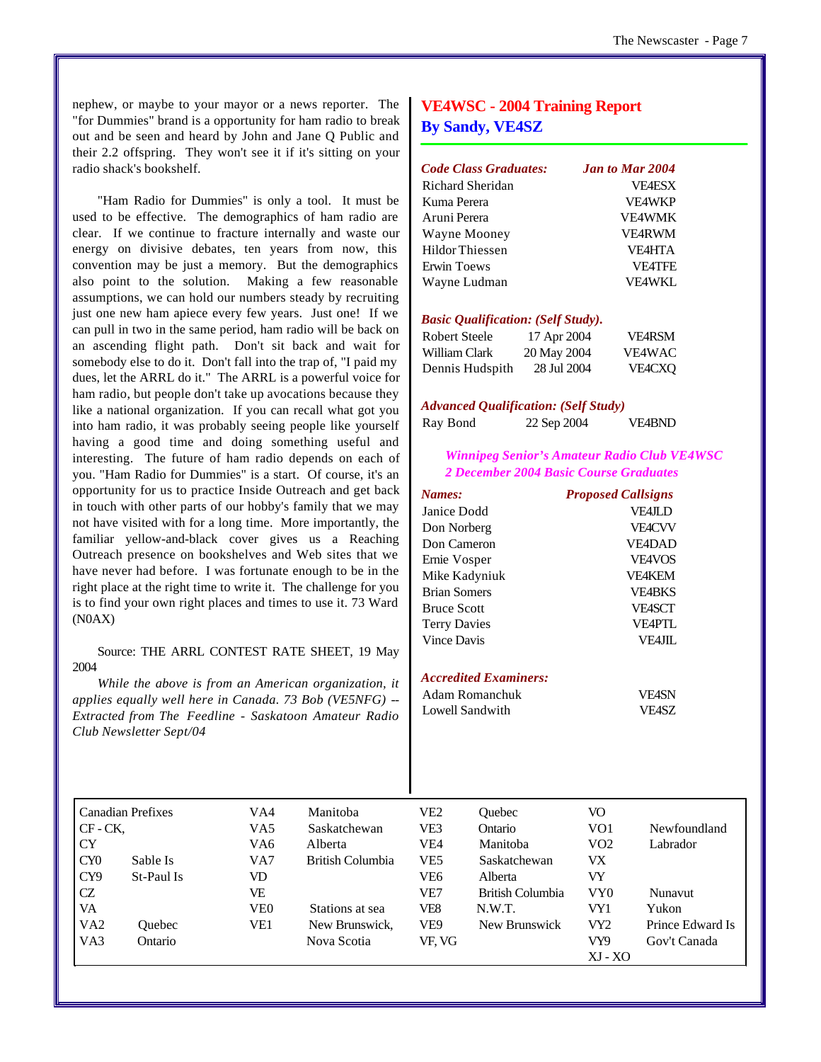nephew, or maybe to your mayor or a news reporter. The "for Dummies" brand is a opportunity for ham radio to break out and be seen and heard by John and Jane Q Public and their 2.2 offspring. They won't see it if it's sitting on your radio shack's bookshelf.

"Ham Radio for Dummies" is only a tool. It must be used to be effective. The demographics of ham radio are clear. If we continue to fracture internally and waste our energy on divisive debates, ten years from now, this convention may be just a memory. But the demographics also point to the solution. Making a few reasonable assumptions, we can hold our numbers steady by recruiting just one new ham apiece every few years. Just one! If we can pull in two in the same period, ham radio will be back on an ascending flight path. Don't sit back and wait for somebody else to do it. Don't fall into the trap of, "I paid my dues, let the ARRL do it." The ARRL is a powerful voice for ham radio, but people don't take up avocations because they like a national organization. If you can recall what got you into ham radio, it was probably seeing people like yourself having a good time and doing something useful and interesting. The future of ham radio depends on each of you. "Ham Radio for Dummies" is a start. Of course, it's an opportunity for us to practice Inside Outreach and get back in touch with other parts of our hobby's family that we may not have visited with for a long time. More importantly, the familiar yellow-and-black cover gives us a Reaching Outreach presence on bookshelves and Web sites that we have never had before. I was fortunate enough to be in the right place at the right time to write it. The challenge for you is to find your own right places and times to use it. 73 Ward (N0AX)

Source: THE ARRL CONTEST RATE SHEET, 19 May 2004

*While the above is from an American organization, it applies equally well here in Canada. 73 Bob (VE5NFG) -- Extracted from The Feedline - Saskatoon Amateur Radio Club Newsletter Sept/04*

## VE4WSC - 2004 Training Report
### By Sandy, VE4SZ

| *Code Class Graduates:* | *Jan to Mar 2004* |
|---|---|
| Richard Sheridan | VE4ESX |
| Kuma Perera | VE4WKP |
| Aruni Perera | VE4WMK |
| Wayne Mooney | VE4RWM |
| Hildor Thiessen | VE4HTA |
| Erwin Toews | VE4TFE |
| Wayne Ludman | VE4WKL |

*Basic Qualification: (Self Study).*

| | | |
|---|---|---|
| Robert Steele | 17 Apr 2004 | VE4RSM |
| William Clark | 20 May 2004 | VE4WAC |
| Dennis Hudspith | 28 Jul 2004 | VE4CXQ |

*Advanced Qualification: (Self Study)*

| | | |
|---|---|---|
| Ray Bond | 22 Sep 2004 | VE4BND |

*Winnipeg Senior's Amateur Radio Club VE4WSC*
*2 December 2004 Basic Course Graduates*

| *Names:* | *Proposed Callsigns* |
|---|---|
| Janice Dodd | VE4JLD |
| Don Norberg | VE4CVV |
| Don Cameron | VE4DAD |
| Ernie Vosper | VE4VOS |
| Mike Kadyniuk | VE4KEM |
| Brian Somers | VE4BKS |
| Bruce Scott | VE4SCT |
| Terry Davies | VE4PTL |
| Vince Davis | VE4JIL |

*Accredited Examiners:*

| | |
|---|---|
| Adam Romanchuk | VE4SN |
| Lowell Sandwith | VE4SZ |

| Canadian Prefixes | | VA4 | Manitoba | VE2 | Quebec | VO | |
|---|---|---|---|---|---|---|---|
| CF - CK, | | VA5 | Saskatchewan | VE3 | Ontario | VO1 | Newfoundland |
| CY | | VA6 | Alberta | VE4 | Manitoba | VO2 | Labrador |
| CY0 | Sable Is | VA7 | British Columbia | VE5 | Saskatchewan | VX | |
| CY9 | St-Paul Is | VD | | VE6 | Alberta | VY | |
| CZ | | VE | | VE7 | British Columbia | VY0 | Nunavut |
| VA | | VE0 | Stations at sea | VE8 | N.W.T. | VY1 | Yukon |
| VA2 | Quebec | VE1 | New Brunswick, | VE9 | New Brunswick | VY2 | Prince Edward Is |
| VA3 | Ontario | | Nova Scotia | VF, VG | | VY9 | Gov't Canada |
| | | | | | | XJ - XO | |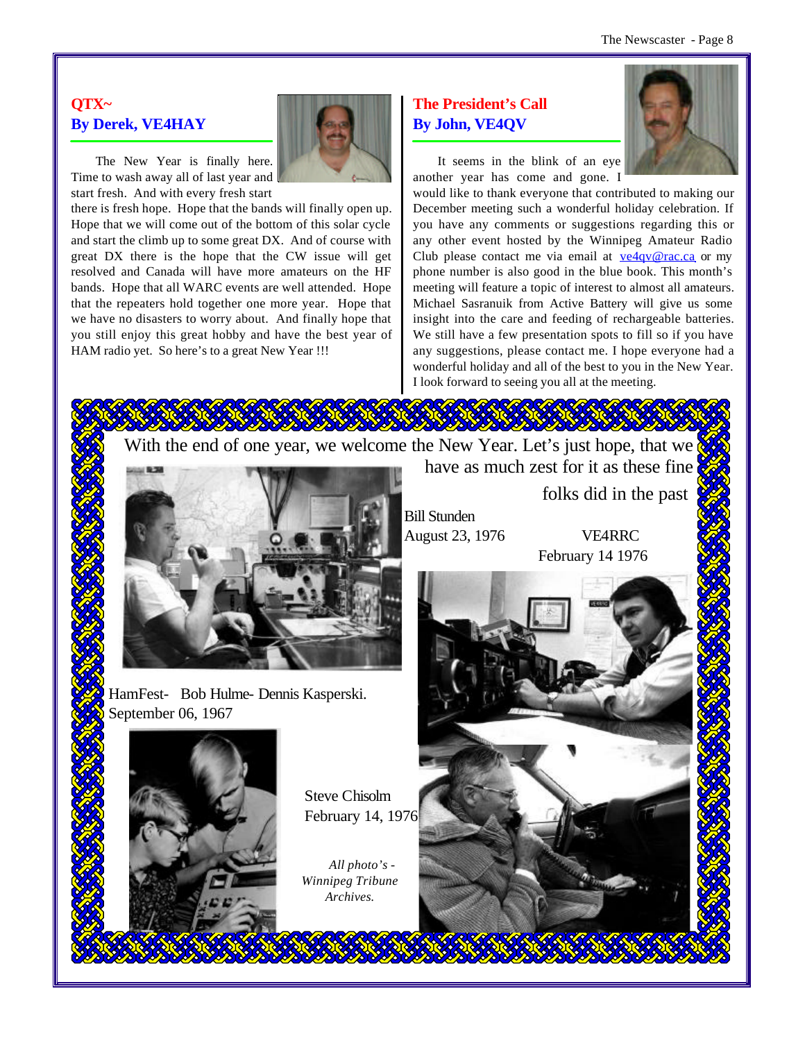## QTX~
## By Derek, VE4HAY

The New Year is finally here. Time to wash away all of last year and start fresh. And with every fresh start there is fresh hope. Hope that the bands will finally open up. Hope that we will come out of the bottom of this solar cycle and start the climb up to some great DX. And of course with great DX there is the hope that the CW issue will get resolved and Canada will have more amateurs on the HF bands. Hope that all WARC events are well attended. Hope that the repeaters hold together one more year. Hope that we have no disasters to worry about. And finally hope that you still enjoy this great hobby and have the best year of HAM radio yet. So here's to a great New Year !!!

## The President's Call
## By John, VE4QV

It seems in the blink of an eye another year has come and gone. I would like to thank everyone that contributed to making our December meeting such a wonderful holiday celebration. If you have any comments or suggestions regarding this or any other event hosted by the Winnipeg Amateur Radio Club please contact me via email at ve4qv@rac.ca or my phone number is also good in the blue book. This month's meeting will feature a topic of interest to almost all amateurs. Michael Sasranuik from Active Battery will give us some insight into the care and feeding of rechargeable batteries. We still have a few presentation spots to fill so if you have any suggestions, please contact me. I hope everyone had a wonderful holiday and all of the best to you in the New Year. I look forward to seeing you all at the meeting.

With the end of one year, we welcome the New Year. Let's just hope, that we have as much zest for it as these fine folks did in the past

Bill Stunden
August 23, 1976

VE4RRC
February 14 1976

HamFest- Bob Hulme- Dennis Kasperski.
September 06, 1967

Steve Chisolm
February 14, 1976

*All photo's - Winnipeg Tribune Archives.*